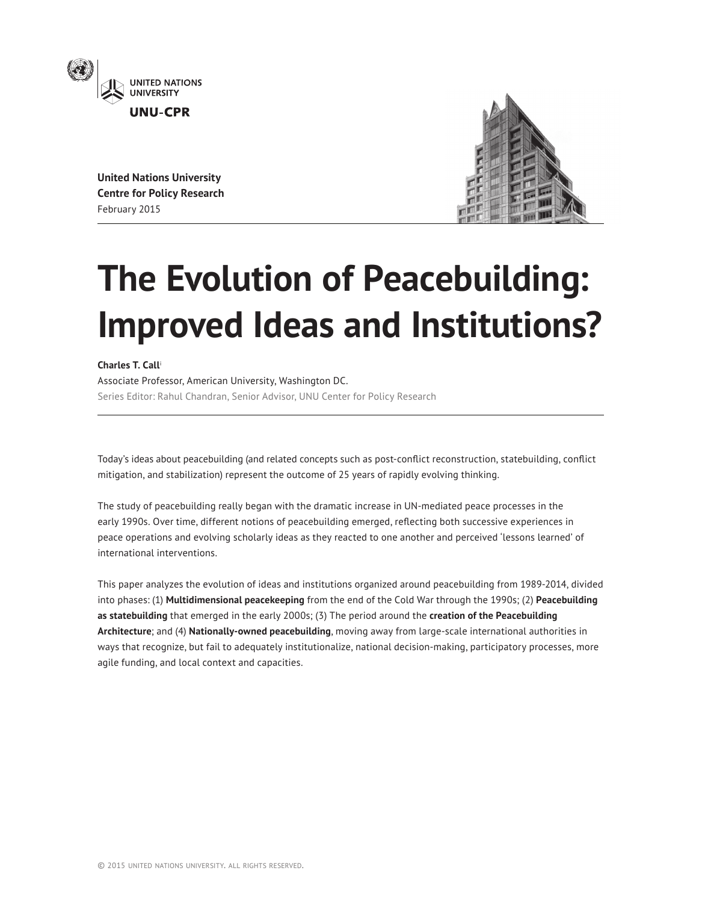UNITED NATIONS UNIVERSITY

UNU-CPR

**United Nations University**
**Centre for Policy Research**
February 2015

# The Evolution of Peacebuilding: Improved Ideas and Institutions?

**Charles T. Call**[i]
Associate Professor, American University, Washington DC.
Series Editor: Rahul Chandran, Senior Advisor, UNU Center for Policy Research

Today's ideas about peacebuilding (and related concepts such as post-conflict reconstruction, statebuilding, conflict mitigation, and stabilization) represent the outcome of 25 years of rapidly evolving thinking.

The study of peacebuilding really began with the dramatic increase in UN-mediated peace processes in the early 1990s. Over time, different notions of peacebuilding emerged, reflecting both successive experiences in peace operations and evolving scholarly ideas as they reacted to one another and perceived 'lessons learned' of international interventions.

This paper analyzes the evolution of ideas and institutions organized around peacebuilding from 1989-2014, divided into phases: (1) **Multidimensional peacekeeping** from the end of the Cold War through the 1990s; (2) **Peacebuilding as statebuilding** that emerged in the early 2000s; (3) The period around the **creation of the Peacebuilding Architecture**; and (4) **Nationally-owned peacebuilding**, moving away from large-scale international authorities in ways that recognize, but fail to adequately institutionalize, national decision-making, participatory processes, more agile funding, and local context and capacities.

© 2015 UNITED NATIONS UNIVERSITY. ALL RIGHTS RESERVED.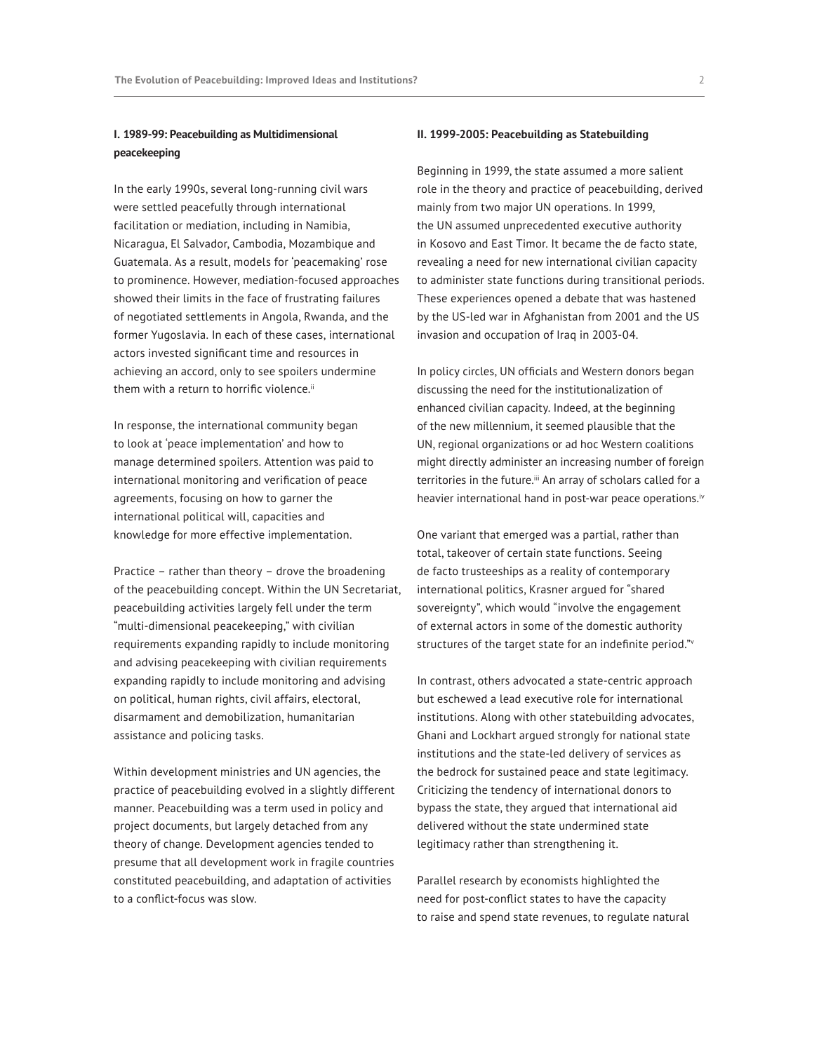## I. 1989-99: Peacebuilding as Multidimensional peacekeeping

In the early 1990s, several long-running civil wars were settled peacefully through international facilitation or mediation, including in Namibia, Nicaragua, El Salvador, Cambodia, Mozambique and Guatemala. As a result, models for 'peacemaking' rose to prominence. However, mediation-focused approaches showed their limits in the face of frustrating failures of negotiated settlements in Angola, Rwanda, and the former Yugoslavia. In each of these cases, international actors invested significant time and resources in achieving an accord, only to see spoilers undermine them with a return to horrific violence.[ii]

In response, the international community began to look at 'peace implementation' and how to manage determined spoilers. Attention was paid to international monitoring and verification of peace agreements, focusing on how to garner the international political will, capacities and knowledge for more effective implementation.

Practice – rather than theory – drove the broadening of the peacebuilding concept. Within the UN Secretariat, peacebuilding activities largely fell under the term "multi-dimensional peacekeeping," with civilian requirements expanding rapidly to include monitoring and advising peacekeeping with civilian requirements expanding rapidly to include monitoring and advising on political, human rights, civil affairs, electoral, disarmament and demobilization, humanitarian assistance and policing tasks.

Within development ministries and UN agencies, the practice of peacebuilding evolved in a slightly different manner. Peacebuilding was a term used in policy and project documents, but largely detached from any theory of change. Development agencies tended to presume that all development work in fragile countries constituted peacebuilding, and adaptation of activities to a conflict-focus was slow.

## II. 1999-2005: Peacebuilding as Statebuilding

Beginning in 1999, the state assumed a more salient role in the theory and practice of peacebuilding, derived mainly from two major UN operations. In 1999, the UN assumed unprecedented executive authority in Kosovo and East Timor. It became the de facto state, revealing a need for new international civilian capacity to administer state functions during transitional periods. These experiences opened a debate that was hastened by the US-led war in Afghanistan from 2001 and the US invasion and occupation of Iraq in 2003-04.

In policy circles, UN officials and Western donors began discussing the need for the institutionalization of enhanced civilian capacity. Indeed, at the beginning of the new millennium, it seemed plausible that the UN, regional organizations or ad hoc Western coalitions might directly administer an increasing number of foreign territories in the future.[iii] An array of scholars called for a heavier international hand in post-war peace operations.[iv]

One variant that emerged was a partial, rather than total, takeover of certain state functions. Seeing de facto trusteeships as a reality of contemporary international politics, Krasner argued for "shared sovereignty", which would "involve the engagement of external actors in some of the domestic authority structures of the target state for an indefinite period."[v]

In contrast, others advocated a state-centric approach but eschewed a lead executive role for international institutions. Along with other statebuilding advocates, Ghani and Lockhart argued strongly for national state institutions and the state-led delivery of services as the bedrock for sustained peace and state legitimacy. Criticizing the tendency of international donors to bypass the state, they argued that international aid delivered without the state undermined state legitimacy rather than strengthening it.

Parallel research by economists highlighted the need for post-conflict states to have the capacity to raise and spend state revenues, to regulate natural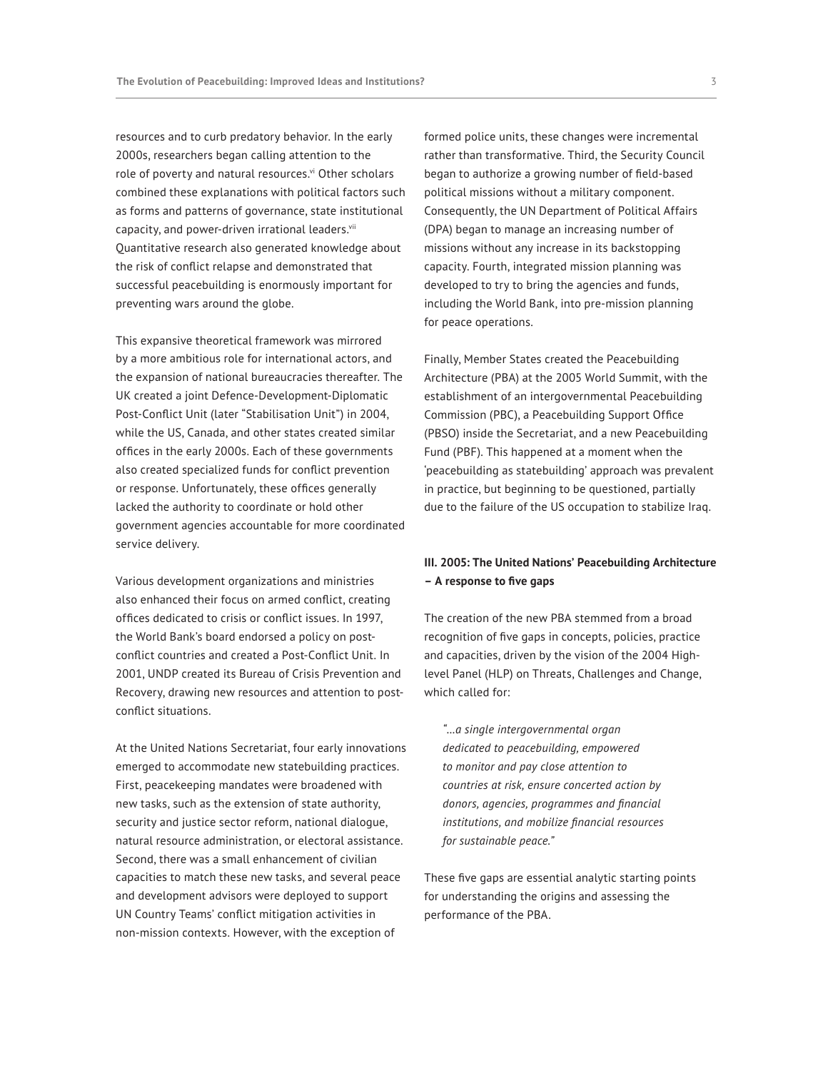resources and to curb predatory behavior. In the early 2000s, researchers began calling attention to the role of poverty and natural resources.[vi] Other scholars combined these explanations with political factors such as forms and patterns of governance, state institutional capacity, and power-driven irrational leaders.[vii] Quantitative research also generated knowledge about the risk of conflict relapse and demonstrated that successful peacebuilding is enormously important for preventing wars around the globe.

This expansive theoretical framework was mirrored by a more ambitious role for international actors, and the expansion of national bureaucracies thereafter. The UK created a joint Defence-Development-Diplomatic Post-Conflict Unit (later "Stabilisation Unit") in 2004, while the US, Canada, and other states created similar offices in the early 2000s. Each of these governments also created specialized funds for conflict prevention or response. Unfortunately, these offices generally lacked the authority to coordinate or hold other government agencies accountable for more coordinated service delivery.

Various development organizations and ministries also enhanced their focus on armed conflict, creating offices dedicated to crisis or conflict issues. In 1997, the World Bank's board endorsed a policy on post-conflict countries and created a Post-Conflict Unit. In 2001, UNDP created its Bureau of Crisis Prevention and Recovery, drawing new resources and attention to post-conflict situations.

At the United Nations Secretariat, four early innovations emerged to accommodate new statebuilding practices. First, peacekeeping mandates were broadened with new tasks, such as the extension of state authority, security and justice sector reform, national dialogue, natural resource administration, or electoral assistance. Second, there was a small enhancement of civilian capacities to match these new tasks, and several peace and development advisors were deployed to support UN Country Teams' conflict mitigation activities in non-mission contexts. However, with the exception of formed police units, these changes were incremental rather than transformative. Third, the Security Council began to authorize a growing number of field-based political missions without a military component. Consequently, the UN Department of Political Affairs (DPA) began to manage an increasing number of missions without any increase in its backstopping capacity. Fourth, integrated mission planning was developed to try to bring the agencies and funds, including the World Bank, into pre-mission planning for peace operations.

Finally, Member States created the Peacebuilding Architecture (PBA) at the 2005 World Summit, with the establishment of an intergovernmental Peacebuilding Commission (PBC), a Peacebuilding Support Office (PBSO) inside the Secretariat, and a new Peacebuilding Fund (PBF). This happened at a moment when the 'peacebuilding as statebuilding' approach was prevalent in practice, but beginning to be questioned, partially due to the failure of the US occupation to stabilize Iraq.

### III. 2005: The United Nations' Peacebuilding Architecture – A response to five gaps

The creation of the new PBA stemmed from a broad recognition of five gaps in concepts, policies, practice and capacities, driven by the vision of the 2004 High-level Panel (HLP) on Threats, Challenges and Change, which called for:

> *"…a single intergovernmental organ dedicated to peacebuilding, empowered to monitor and pay close attention to countries at risk, ensure concerted action by donors, agencies, programmes and financial institutions, and mobilize financial resources for sustainable peace."*

These five gaps are essential analytic starting points for understanding the origins and assessing the performance of the PBA.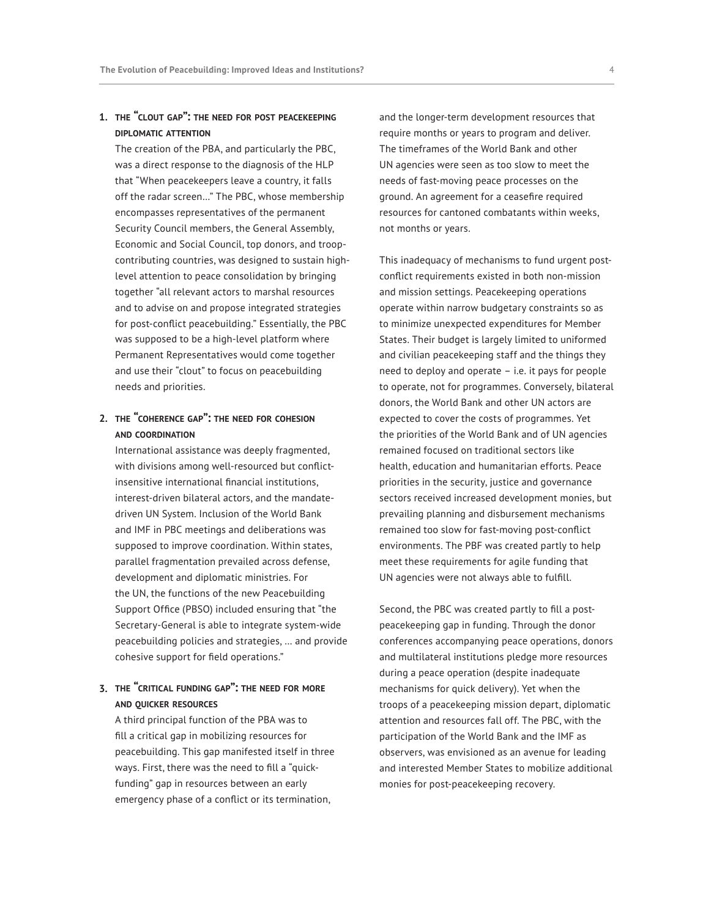### 1. THE "CLOUT GAP": THE NEED FOR POST PEACEKEEPING DIPLOMATIC ATTENTION

The creation of the PBA, and particularly the PBC, was a direct response to the diagnosis of the HLP that "When peacekeepers leave a country, it falls off the radar screen…" The PBC, whose membership encompasses representatives of the permanent Security Council members, the General Assembly, Economic and Social Council, top donors, and troop-contributing countries, was designed to sustain high-level attention to peace consolidation by bringing together "all relevant actors to marshal resources and to advise on and propose integrated strategies for post-conflict peacebuilding." Essentially, the PBC was supposed to be a high-level platform where Permanent Representatives would come together and use their "clout" to focus on peacebuilding needs and priorities.

### 2. THE "COHERENCE GAP": THE NEED FOR COHESION AND COORDINATION

International assistance was deeply fragmented, with divisions among well-resourced but conflict-insensitive international financial institutions, interest-driven bilateral actors, and the mandate-driven UN System. Inclusion of the World Bank and IMF in PBC meetings and deliberations was supposed to improve coordination. Within states, parallel fragmentation prevailed across defense, development and diplomatic ministries. For the UN, the functions of the new Peacebuilding Support Office (PBSO) included ensuring that "the Secretary-General is able to integrate system-wide peacebuilding policies and strategies, … and provide cohesive support for field operations."

### 3. THE "CRITICAL FUNDING GAP": THE NEED FOR MORE AND QUICKER RESOURCES

A third principal function of the PBA was to fill a critical gap in mobilizing resources for peacebuilding. This gap manifested itself in three ways. First, there was the need to fill a "quick-funding" gap in resources between an early emergency phase of a conflict or its termination, and the longer-term development resources that require months or years to program and deliver. The timeframes of the World Bank and other UN agencies were seen as too slow to meet the needs of fast-moving peace processes on the ground. An agreement for a ceasefire required resources for cantoned combatants within weeks, not months or years.

This inadequacy of mechanisms to fund urgent post-conflict requirements existed in both non-mission and mission settings. Peacekeeping operations operate within narrow budgetary constraints so as to minimize unexpected expenditures for Member States. Their budget is largely limited to uniformed and civilian peacekeeping staff and the things they need to deploy and operate – i.e. it pays for people to operate, not for programmes. Conversely, bilateral donors, the World Bank and other UN actors are expected to cover the costs of programmes. Yet the priorities of the World Bank and of UN agencies remained focused on traditional sectors like health, education and humanitarian efforts. Peace priorities in the security, justice and governance sectors received increased development monies, but prevailing planning and disbursement mechanisms remained too slow for fast-moving post-conflict environments. The PBF was created partly to help meet these requirements for agile funding that UN agencies were not always able to fulfill.

Second, the PBC was created partly to fill a post-peacekeeping gap in funding. Through the donor conferences accompanying peace operations, donors and multilateral institutions pledge more resources during a peace operation (despite inadequate mechanisms for quick delivery). Yet when the troops of a peacekeeping mission depart, diplomatic attention and resources fall off. The PBC, with the participation of the World Bank and the IMF as observers, was envisioned as an avenue for leading and interested Member States to mobilize additional monies for post-peacekeeping recovery.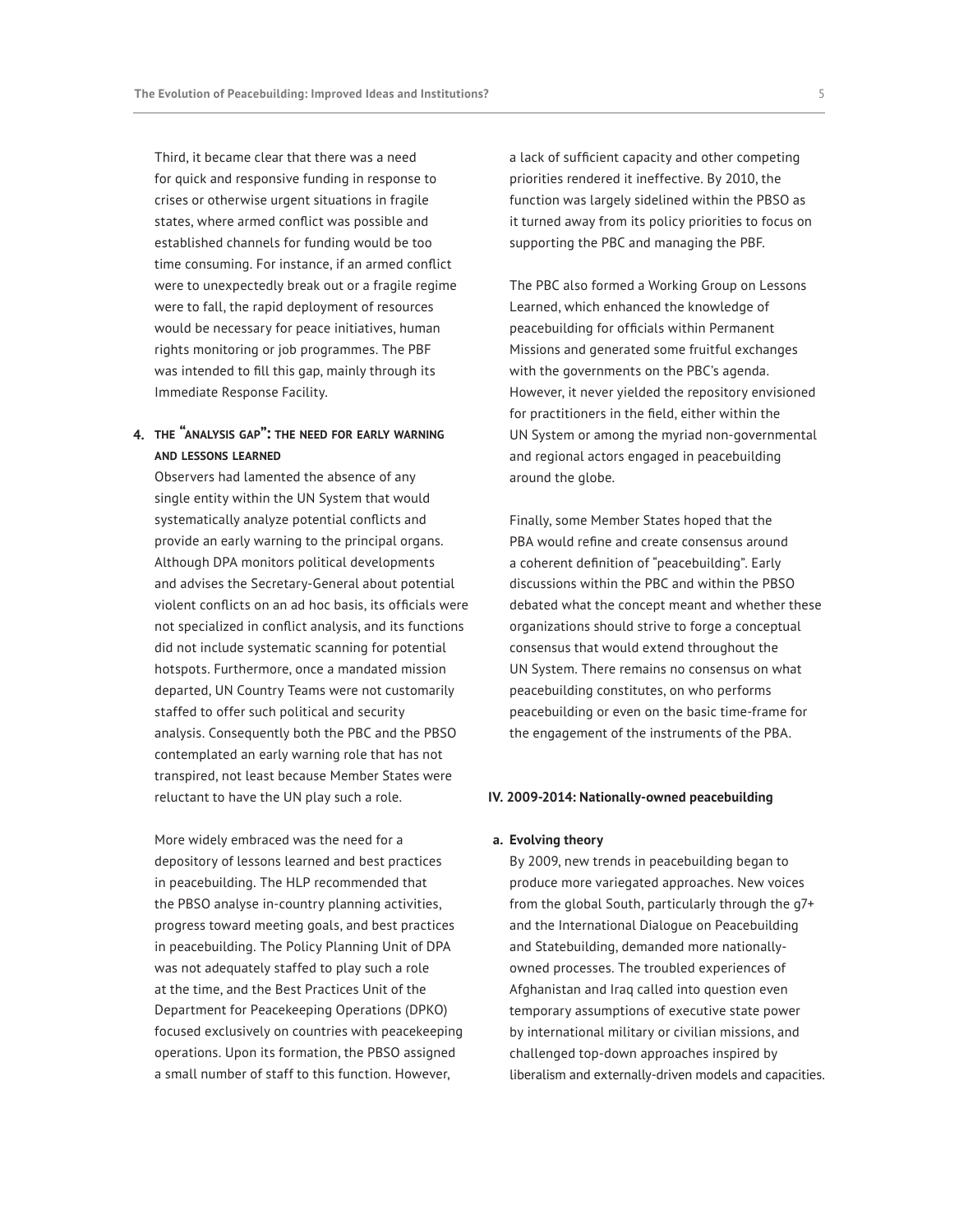Third, it became clear that there was a need for quick and responsive funding in response to crises or otherwise urgent situations in fragile states, where armed conflict was possible and established channels for funding would be too time consuming. For instance, if an armed conflict were to unexpectedly break out or a fragile regime were to fall, the rapid deployment of resources would be necessary for peace initiatives, human rights monitoring or job programmes. The PBF was intended to fill this gap, mainly through its Immediate Response Facility.

### 4. THE "ANALYSIS GAP": THE NEED FOR EARLY WARNING AND LESSONS LEARNED

Observers had lamented the absence of any single entity within the UN System that would systematically analyze potential conflicts and provide an early warning to the principal organs. Although DPA monitors political developments and advises the Secretary-General about potential violent conflicts on an ad hoc basis, its officials were not specialized in conflict analysis, and its functions did not include systematic scanning for potential hotspots. Furthermore, once a mandated mission departed, UN Country Teams were not customarily staffed to offer such political and security analysis. Consequently both the PBC and the PBSO contemplated an early warning role that has not transpired, not least because Member States were reluctant to have the UN play such a role.

More widely embraced was the need for a depository of lessons learned and best practices in peacebuilding. The HLP recommended that the PBSO analyse in-country planning activities, progress toward meeting goals, and best practices in peacebuilding. The Policy Planning Unit of DPA was not adequately staffed to play such a role at the time, and the Best Practices Unit of the Department for Peacekeeping Operations (DPKO) focused exclusively on countries with peacekeeping operations. Upon its formation, the PBSO assigned a small number of staff to this function. However, a lack of sufficient capacity and other competing priorities rendered it ineffective. By 2010, the function was largely sidelined within the PBSO as it turned away from its policy priorities to focus on supporting the PBC and managing the PBF.

The PBC also formed a Working Group on Lessons Learned, which enhanced the knowledge of peacebuilding for officials within Permanent Missions and generated some fruitful exchanges with the governments on the PBC's agenda. However, it never yielded the repository envisioned for practitioners in the field, either within the UN System or among the myriad non-governmental and regional actors engaged in peacebuilding around the globe.

Finally, some Member States hoped that the PBA would refine and create consensus around a coherent definition of "peacebuilding". Early discussions within the PBC and within the PBSO debated what the concept meant and whether these organizations should strive to forge a conceptual consensus that would extend throughout the UN System. There remains no consensus on what peacebuilding constitutes, on who performs peacebuilding or even on the basic time-frame for the engagement of the instruments of the PBA.

## IV. 2009-2014: Nationally-owned peacebuilding

### a. Evolving theory

By 2009, new trends in peacebuilding began to produce more variegated approaches. New voices from the global South, particularly through the g7+ and the International Dialogue on Peacebuilding and Statebuilding, demanded more nationally-owned processes. The troubled experiences of Afghanistan and Iraq called into question even temporary assumptions of executive state power by international military or civilian missions, and challenged top-down approaches inspired by liberalism and externally-driven models and capacities.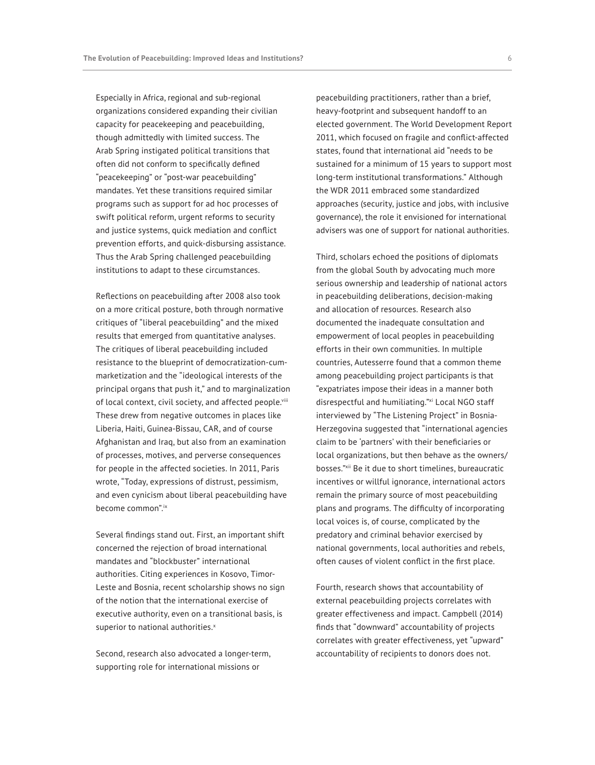Especially in Africa, regional and sub-regional organizations considered expanding their civilian capacity for peacekeeping and peacebuilding, though admittedly with limited success. The Arab Spring instigated political transitions that often did not conform to specifically defined "peacekeeping" or "post-war peacebuilding" mandates. Yet these transitions required similar programs such as support for ad hoc processes of swift political reform, urgent reforms to security and justice systems, quick mediation and conflict prevention efforts, and quick-disbursing assistance. Thus the Arab Spring challenged peacebuilding institutions to adapt to these circumstances.

Reflections on peacebuilding after 2008 also took on a more critical posture, both through normative critiques of "liberal peacebuilding" and the mixed results that emerged from quantitative analyses. The critiques of liberal peacebuilding included resistance to the blueprint of democratization-cum-marketization and the "ideological interests of the principal organs that push it," and to marginalization of local context, civil society, and affected people.[viii] These drew from negative outcomes in places like Liberia, Haiti, Guinea-Bissau, CAR, and of course Afghanistan and Iraq, but also from an examination of processes, motives, and perverse consequences for people in the affected societies. In 2011, Paris wrote, "Today, expressions of distrust, pessimism, and even cynicism about liberal peacebuilding have become common".[ix]

Several findings stand out. First, an important shift concerned the rejection of broad international mandates and "blockbuster" international authorities. Citing experiences in Kosovo, Timor-Leste and Bosnia, recent scholarship shows no sign of the notion that the international exercise of executive authority, even on a transitional basis, is superior to national authorities.[x]

Second, research also advocated a longer-term, supporting role for international missions or peacebuilding practitioners, rather than a brief, heavy-footprint and subsequent handoff to an elected government. The World Development Report 2011, which focused on fragile and conflict-affected states, found that international aid "needs to be sustained for a minimum of 15 years to support most long-term institutional transformations." Although the WDR 2011 embraced some standardized approaches (security, justice and jobs, with inclusive governance), the role it envisioned for international advisers was one of support for national authorities.

Third, scholars echoed the positions of diplomats from the global South by advocating much more serious ownership and leadership of national actors in peacebuilding deliberations, decision-making and allocation of resources. Research also documented the inadequate consultation and empowerment of local peoples in peacebuilding efforts in their own communities. In multiple countries, Autesserre found that a common theme among peacebuilding project participants is that "expatriates impose their ideas in a manner both disrespectful and humiliating."[xi] Local NGO staff interviewed by "The Listening Project" in Bosnia-Herzegovina suggested that "international agencies claim to be 'partners' with their beneficiaries or local organizations, but then behave as the owners/bosses."[xii] Be it due to short timelines, bureaucratic incentives or willful ignorance, international actors remain the primary source of most peacebuilding plans and programs. The difficulty of incorporating local voices is, of course, complicated by the predatory and criminal behavior exercised by national governments, local authorities and rebels, often causes of violent conflict in the first place.

Fourth, research shows that accountability of external peacebuilding projects correlates with greater effectiveness and impact. Campbell (2014) finds that "downward" accountability of projects correlates with greater effectiveness, yet "upward" accountability of recipients to donors does not.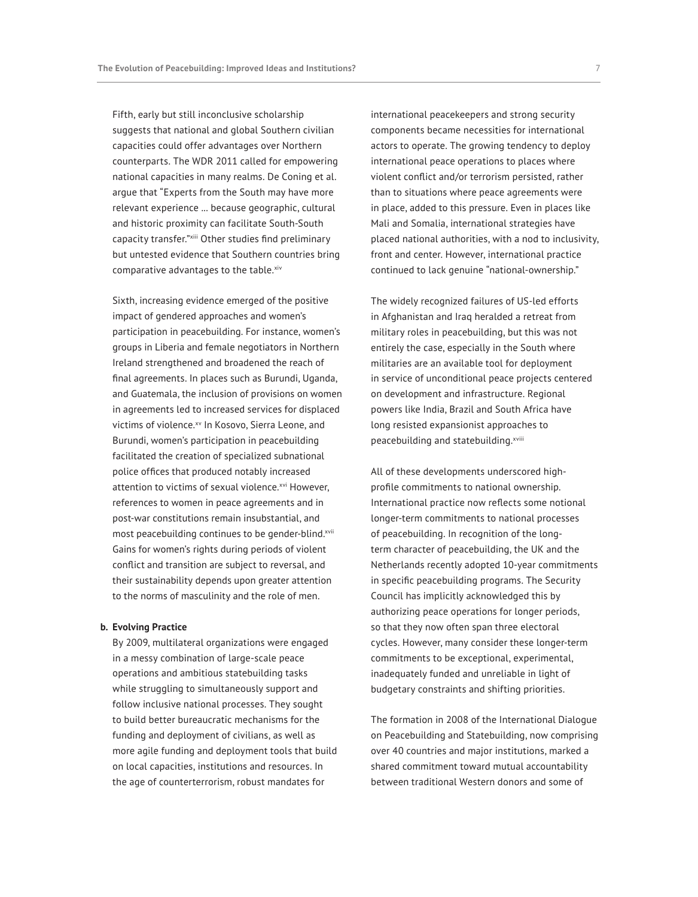Fifth, early but still inconclusive scholarship suggests that national and global Southern civilian capacities could offer advantages over Northern counterparts. The WDR 2011 called for empowering national capacities in many realms. De Coning et al. argue that "Experts from the South may have more relevant experience ... because geographic, cultural and historic proximity can facilitate South-South capacity transfer."[xiii] Other studies find preliminary but untested evidence that Southern countries bring comparative advantages to the table.[xiv]

Sixth, increasing evidence emerged of the positive impact of gendered approaches and women's participation in peacebuilding. For instance, women's groups in Liberia and female negotiators in Northern Ireland strengthened and broadened the reach of final agreements. In places such as Burundi, Uganda, and Guatemala, the inclusion of provisions on women in agreements led to increased services for displaced victims of violence.[xv] In Kosovo, Sierra Leone, and Burundi, women's participation in peacebuilding facilitated the creation of specialized subnational police offices that produced notably increased attention to victims of sexual violence.[xvi] However, references to women in peace agreements and in post-war constitutions remain insubstantial, and most peacebuilding continues to be gender-blind.[xvii] Gains for women's rights during periods of violent conflict and transition are subject to reversal, and their sustainability depends upon greater attention to the norms of masculinity and the role of men.

**b. Evolving Practice**

By 2009, multilateral organizations were engaged in a messy combination of large-scale peace operations and ambitious statebuilding tasks while struggling to simultaneously support and follow inclusive national processes. They sought to build better bureaucratic mechanisms for the funding and deployment of civilians, as well as more agile funding and deployment tools that build on local capacities, institutions and resources. In the age of counterterrorism, robust mandates for international peacekeepers and strong security components became necessities for international actors to operate. The growing tendency to deploy international peace operations to places where violent conflict and/or terrorism persisted, rather than to situations where peace agreements were in place, added to this pressure. Even in places like Mali and Somalia, international strategies have placed national authorities, with a nod to inclusivity, front and center. However, international practice continued to lack genuine "national-ownership."

The widely recognized failures of US-led efforts in Afghanistan and Iraq heralded a retreat from military roles in peacebuilding, but this was not entirely the case, especially in the South where militaries are an available tool for deployment in service of unconditional peace projects centered on development and infrastructure. Regional powers like India, Brazil and South Africa have long resisted expansionist approaches to peacebuilding and statebuilding.[xviii]

All of these developments underscored high-profile commitments to national ownership. International practice now reflects some notional longer-term commitments to national processes of peacebuilding. In recognition of the long-term character of peacebuilding, the UK and the Netherlands recently adopted 10-year commitments in specific peacebuilding programs. The Security Council has implicitly acknowledged this by authorizing peace operations for longer periods, so that they now often span three electoral cycles. However, many consider these longer-term commitments to be exceptional, experimental, inadequately funded and unreliable in light of budgetary constraints and shifting priorities.

The formation in 2008 of the International Dialogue on Peacebuilding and Statebuilding, now comprising over 40 countries and major institutions, marked a shared commitment toward mutual accountability between traditional Western donors and some of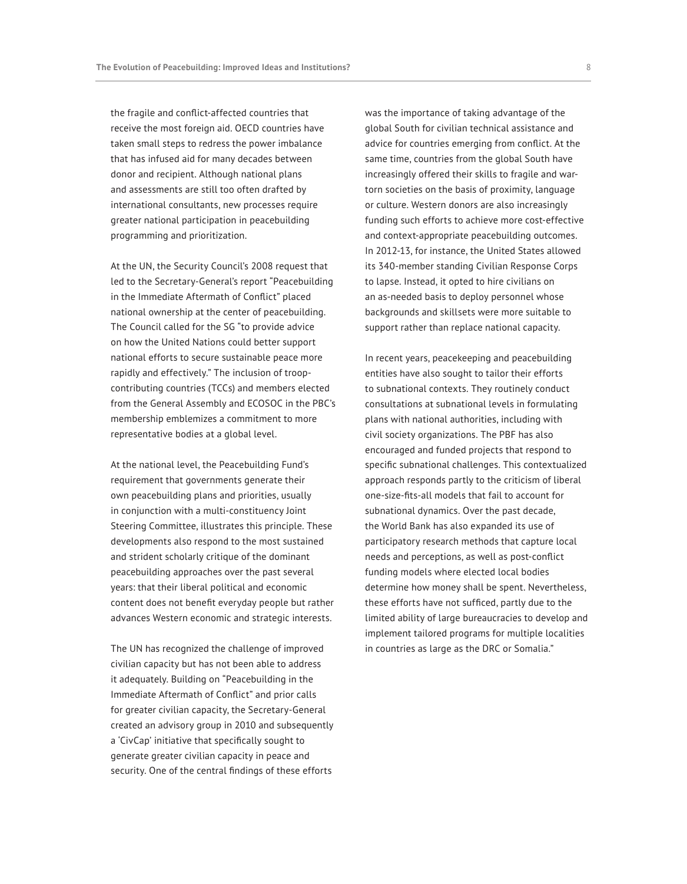the fragile and conflict-affected countries that receive the most foreign aid. OECD countries have taken small steps to redress the power imbalance that has infused aid for many decades between donor and recipient. Although national plans and assessments are still too often drafted by international consultants, new processes require greater national participation in peacebuilding programming and prioritization.

At the UN, the Security Council's 2008 request that led to the Secretary-General's report "Peacebuilding in the Immediate Aftermath of Conflict" placed national ownership at the center of peacebuilding. The Council called for the SG "to provide advice on how the United Nations could better support national efforts to secure sustainable peace more rapidly and effectively." The inclusion of troop-contributing countries (TCCs) and members elected from the General Assembly and ECOSOC in the PBC's membership emblemizes a commitment to more representative bodies at a global level.

At the national level, the Peacebuilding Fund's requirement that governments generate their own peacebuilding plans and priorities, usually in conjunction with a multi-constituency Joint Steering Committee, illustrates this principle. These developments also respond to the most sustained and strident scholarly critique of the dominant peacebuilding approaches over the past several years: that their liberal political and economic content does not benefit everyday people but rather advances Western economic and strategic interests.

The UN has recognized the challenge of improved civilian capacity but has not been able to address it adequately. Building on "Peacebuilding in the Immediate Aftermath of Conflict" and prior calls for greater civilian capacity, the Secretary-General created an advisory group in 2010 and subsequently a 'CivCap' initiative that specifically sought to generate greater civilian capacity in peace and security. One of the central findings of these efforts was the importance of taking advantage of the global South for civilian technical assistance and advice for countries emerging from conflict. At the same time, countries from the global South have increasingly offered their skills to fragile and war-torn societies on the basis of proximity, language or culture. Western donors are also increasingly funding such efforts to achieve more cost-effective and context-appropriate peacebuilding outcomes. In 2012-13, for instance, the United States allowed its 340-member standing Civilian Response Corps to lapse. Instead, it opted to hire civilians on an as-needed basis to deploy personnel whose backgrounds and skillsets were more suitable to support rather than replace national capacity.

In recent years, peacekeeping and peacebuilding entities have also sought to tailor their efforts to subnational contexts. They routinely conduct consultations at subnational levels in formulating plans with national authorities, including with civil society organizations. The PBF has also encouraged and funded projects that respond to specific subnational challenges. This contextualized approach responds partly to the criticism of liberal one-size-fits-all models that fail to account for subnational dynamics. Over the past decade, the World Bank has also expanded its use of participatory research methods that capture local needs and perceptions, as well as post-conflict funding models where elected local bodies determine how money shall be spent. Nevertheless, these efforts have not sufficed, partly due to the limited ability of large bureaucracies to develop and implement tailored programs for multiple localities in countries as large as the DRC or Somalia."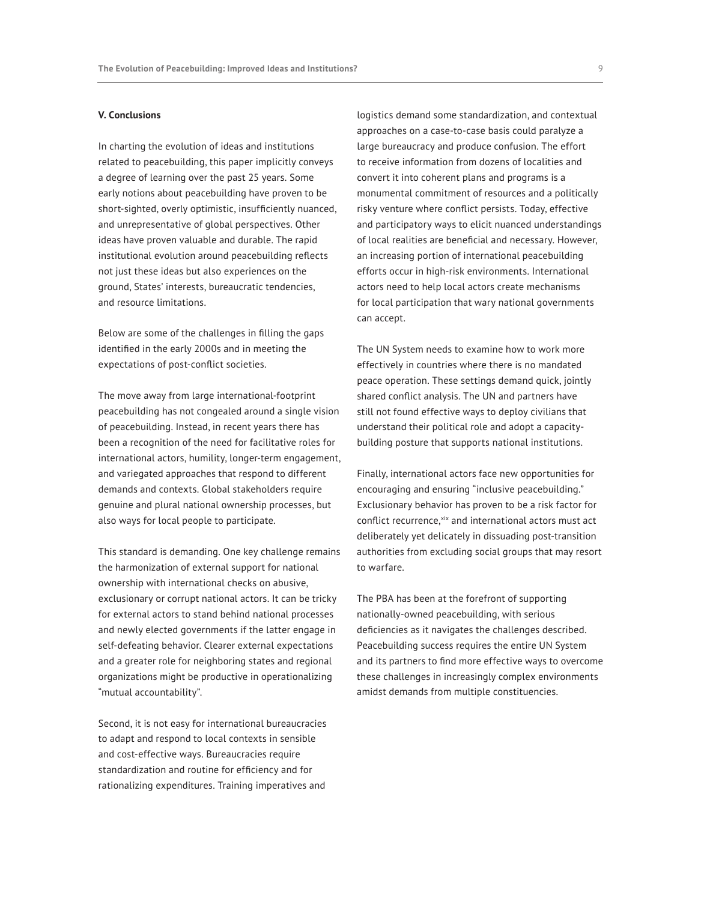### V. Conclusions

In charting the evolution of ideas and institutions related to peacebuilding, this paper implicitly conveys a degree of learning over the past 25 years. Some early notions about peacebuilding have proven to be short-sighted, overly optimistic, insufficiently nuanced, and unrepresentative of global perspectives. Other ideas have proven valuable and durable. The rapid institutional evolution around peacebuilding reflects not just these ideas but also experiences on the ground, States' interests, bureaucratic tendencies, and resource limitations.

Below are some of the challenges in filling the gaps identified in the early 2000s and in meeting the expectations of post-conflict societies.

The move away from large international-footprint peacebuilding has not congealed around a single vision of peacebuilding. Instead, in recent years there has been a recognition of the need for facilitative roles for international actors, humility, longer-term engagement, and variegated approaches that respond to different demands and contexts. Global stakeholders require genuine and plural national ownership processes, but also ways for local people to participate.

This standard is demanding. One key challenge remains the harmonization of external support for national ownership with international checks on abusive, exclusionary or corrupt national actors. It can be tricky for external actors to stand behind national processes and newly elected governments if the latter engage in self-defeating behavior. Clearer external expectations and a greater role for neighboring states and regional organizations might be productive in operationalizing "mutual accountability".

Second, it is not easy for international bureaucracies to adapt and respond to local contexts in sensible and cost-effective ways. Bureaucracies require standardization and routine for efficiency and for rationalizing expenditures. Training imperatives and logistics demand some standardization, and contextual approaches on a case-to-case basis could paralyze a large bureaucracy and produce confusion. The effort to receive information from dozens of localities and convert it into coherent plans and programs is a monumental commitment of resources and a politically risky venture where conflict persists. Today, effective and participatory ways to elicit nuanced understandings of local realities are beneficial and necessary. However, an increasing portion of international peacebuilding efforts occur in high-risk environments. International actors need to help local actors create mechanisms for local participation that wary national governments can accept.

The UN System needs to examine how to work more effectively in countries where there is no mandated peace operation. These settings demand quick, jointly shared conflict analysis. The UN and partners have still not found effective ways to deploy civilians that understand their political role and adopt a capacity-building posture that supports national institutions.

Finally, international actors face new opportunities for encouraging and ensuring "inclusive peacebuilding." Exclusionary behavior has proven to be a risk factor for conflict recurrence,[xix] and international actors must act deliberately yet delicately in dissuading post-transition authorities from excluding social groups that may resort to warfare.

The PBA has been at the forefront of supporting nationally-owned peacebuilding, with serious deficiencies as it navigates the challenges described. Peacebuilding success requires the entire UN System and its partners to find more effective ways to overcome these challenges in increasingly complex environments amidst demands from multiple constituencies.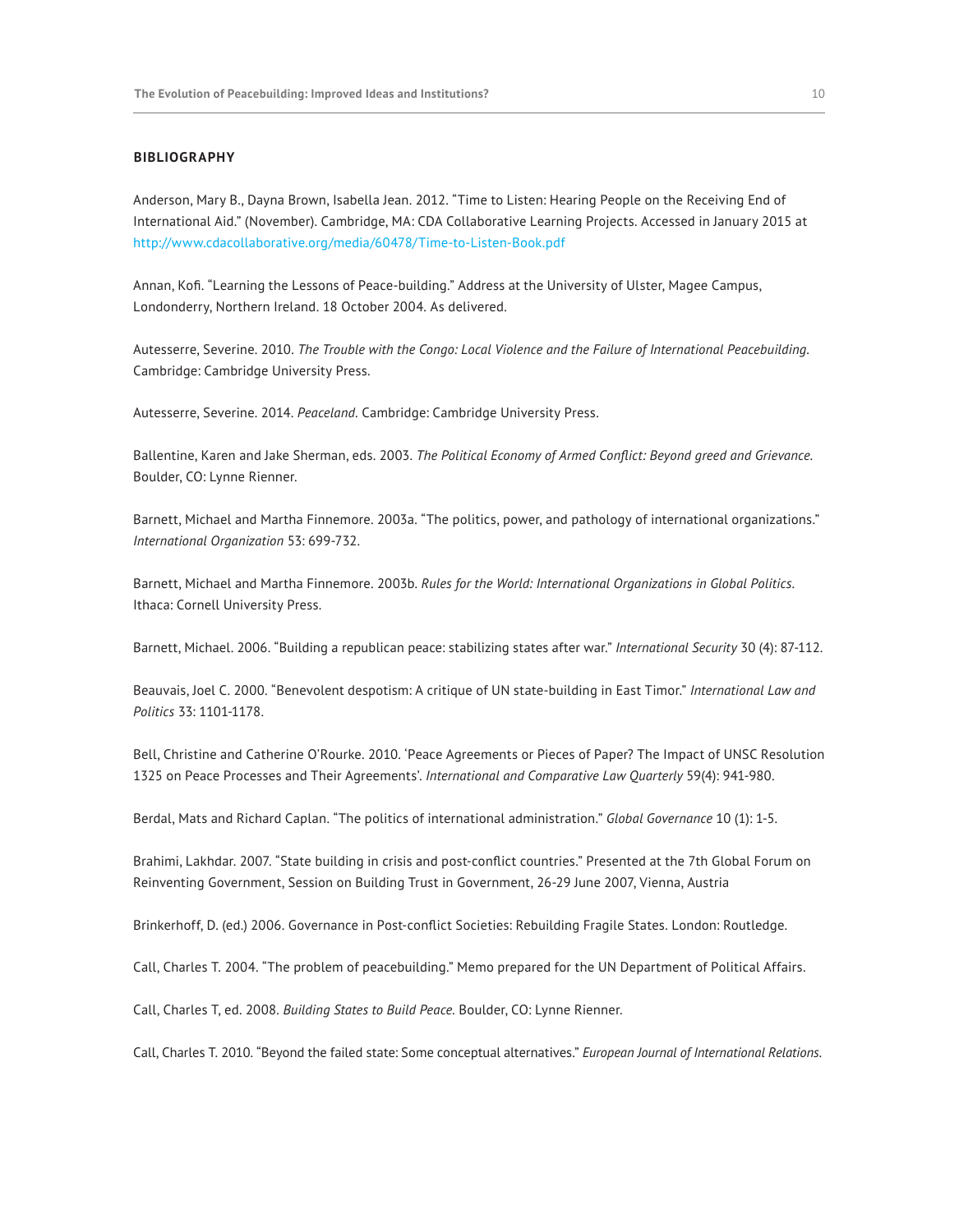**BIBLIOGRAPHY**

Anderson, Mary B., Dayna Brown, Isabella Jean. 2012. "Time to Listen: Hearing People on the Receiving End of International Aid." (November). Cambridge, MA: CDA Collaborative Learning Projects. Accessed in January 2015 at http://www.cdacollaborative.org/media/60478/Time-to-Listen-Book.pdf

Annan, Kofi. "Learning the Lessons of Peace-building." Address at the University of Ulster, Magee Campus, Londonderry, Northern Ireland. 18 October 2004. As delivered.

Autesserre, Severine. 2010. *The Trouble with the Congo: Local Violence and the Failure of International Peacebuilding*. Cambridge: Cambridge University Press.

Autesserre, Severine. 2014. *Peaceland*. Cambridge: Cambridge University Press.

Ballentine, Karen and Jake Sherman, eds. 2003. *The Political Economy of Armed Conflict: Beyond greed and Grievance*. Boulder, CO: Lynne Rienner.

Barnett, Michael and Martha Finnemore. 2003a. "The politics, power, and pathology of international organizations." *International Organization* 53: 699-732.

Barnett, Michael and Martha Finnemore. 2003b. *Rules for the World: International Organizations in Global Politics*. Ithaca: Cornell University Press.

Barnett, Michael. 2006. "Building a republican peace: stabilizing states after war." *International Security* 30 (4): 87-112.

Beauvais, Joel C. 2000. "Benevolent despotism: A critique of UN state-building in East Timor." *International Law and Politics* 33: 1101-1178.

Bell, Christine and Catherine O'Rourke. 2010. 'Peace Agreements or Pieces of Paper? The Impact of UNSC Resolution 1325 on Peace Processes and Their Agreements'. *International and Comparative Law Quarterly* 59(4): 941-980.

Berdal, Mats and Richard Caplan. "The politics of international administration." *Global Governance* 10 (1): 1-5.

Brahimi, Lakhdar. 2007. "State building in crisis and post-conflict countries." Presented at the 7th Global Forum on Reinventing Government, Session on Building Trust in Government, 26-29 June 2007, Vienna, Austria

Brinkerhoff, D. (ed.) 2006. Governance in Post-conflict Societies: Rebuilding Fragile States. London: Routledge.

Call, Charles T. 2004. "The problem of peacebuilding." Memo prepared for the UN Department of Political Affairs.

Call, Charles T, ed. 2008. *Building States to Build Peace*. Boulder, CO: Lynne Rienner.

Call, Charles T. 2010. "Beyond the failed state: Some conceptual alternatives." *European Journal of International Relations*.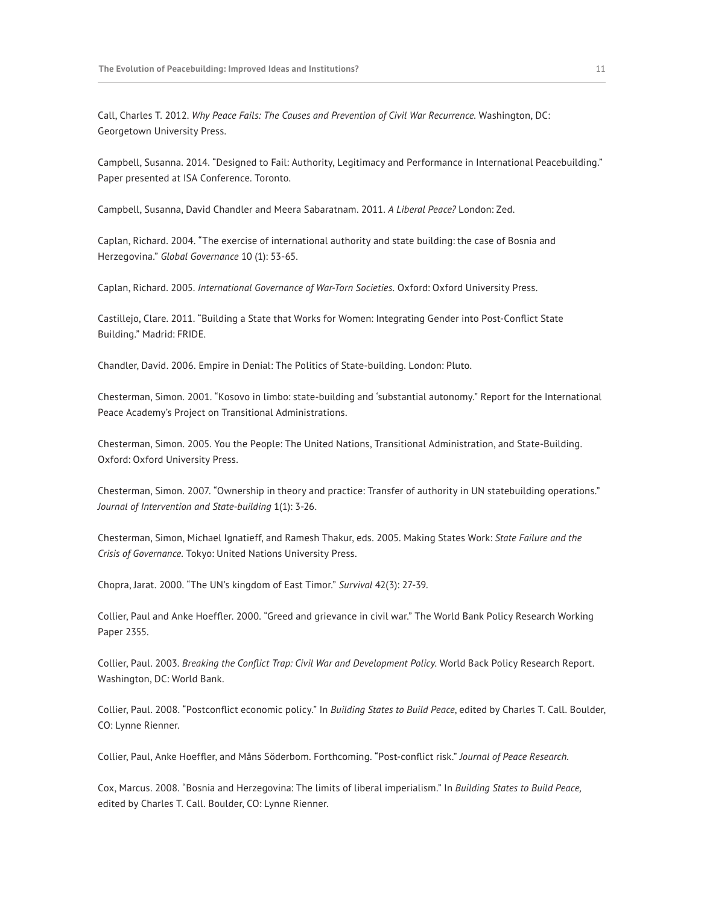Call, Charles T. 2012. *Why Peace Fails: The Causes and Prevention of Civil War Recurrence.* Washington, DC: Georgetown University Press.

Campbell, Susanna. 2014. "Designed to Fail: Authority, Legitimacy and Performance in International Peacebuilding." Paper presented at ISA Conference. Toronto.

Campbell, Susanna, David Chandler and Meera Sabaratnam. 2011. *A Liberal Peace?* London: Zed.

Caplan, Richard. 2004. "The exercise of international authority and state building: the case of Bosnia and Herzegovina." *Global Governance* 10 (1): 53-65.

Caplan, Richard. 2005. *International Governance of War-Torn Societies*. Oxford: Oxford University Press.

Castillejo, Clare. 2011. "Building a State that Works for Women: Integrating Gender into Post-Conflict State Building." Madrid: FRIDE.

Chandler, David. 2006. Empire in Denial: The Politics of State-building. London: Pluto.

Chesterman, Simon. 2001. "Kosovo in limbo: state-building and 'substantial autonomy." Report for the International Peace Academy's Project on Transitional Administrations.

Chesterman, Simon. 2005. You the People: The United Nations, Transitional Administration, and State-Building. Oxford: Oxford University Press.

Chesterman, Simon. 2007. "Ownership in theory and practice: Transfer of authority in UN statebuilding operations." *Journal of Intervention and State-building* 1(1): 3-26.

Chesterman, Simon, Michael Ignatieff, and Ramesh Thakur, eds. 2005. Making States Work: *State Failure and the Crisis of Governance.* Tokyo: United Nations University Press.

Chopra, Jarat. 2000. "The UN's kingdom of East Timor." *Survival* 42(3): 27-39.

Collier, Paul and Anke Hoeffler. 2000. "Greed and grievance in civil war." The World Bank Policy Research Working Paper 2355.

Collier, Paul. 2003. *Breaking the Conflict Trap: Civil War and Development Policy.* World Back Policy Research Report. Washington, DC: World Bank.

Collier, Paul. 2008. "Postconflict economic policy." In *Building States to Build Peace*, edited by Charles T. Call. Boulder, CO: Lynne Rienner.

Collier, Paul, Anke Hoeffler, and Måns Söderbom. Forthcoming. "Post-conflict risk." *Journal of Peace Research.*

Cox, Marcus. 2008. "Bosnia and Herzegovina: The limits of liberal imperialism." In *Building States to Build Peace,* edited by Charles T. Call. Boulder, CO: Lynne Rienner.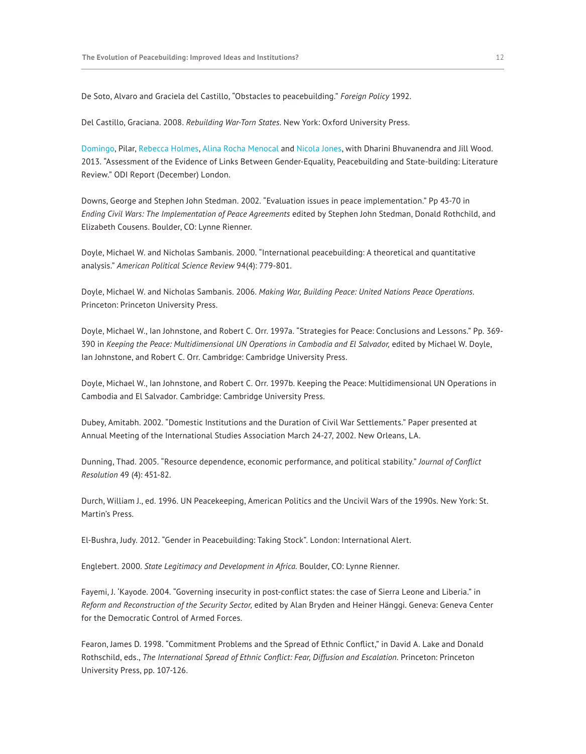De Soto, Alvaro and Graciela del Castillo, "Obstacles to peacebuilding." *Foreign Policy* 1992.

Del Castillo, Graciana. 2008. *Rebuilding War-Torn States*. New York: Oxford University Press.

Domingo, Pilar, Rebecca Holmes, Alina Rocha Menocal and Nicola Jones, with Dharini Bhuvanendra and Jill Wood. 2013. "Assessment of the Evidence of Links Between Gender-Equality, Peacebuilding and State-building: Literature Review." ODI Report (December) London.

Downs, George and Stephen John Stedman. 2002. "Evaluation issues in peace implementation." Pp 43-70 in *Ending Civil Wars: The Implementation of Peace Agreements* edited by Stephen John Stedman, Donald Rothchild, and Elizabeth Cousens. Boulder, CO: Lynne Rienner.

Doyle, Michael W. and Nicholas Sambanis. 2000. "International peacebuilding: A theoretical and quantitative analysis." *American Political Science Review* 94(4): 779-801.

Doyle, Michael W. and Nicholas Sambanis. 2006. *Making War, Building Peace: United Nations Peace Operations.* Princeton: Princeton University Press.

Doyle, Michael W., Ian Johnstone, and Robert C. Orr. 1997a. "Strategies for Peace: Conclusions and Lessons." Pp. 369-390 in *Keeping the Peace: Multidimensional UN Operations in Cambodia and El Salvador,* edited by Michael W. Doyle, Ian Johnstone, and Robert C. Orr. Cambridge: Cambridge University Press.

Doyle, Michael W., Ian Johnstone, and Robert C. Orr. 1997b. Keeping the Peace: Multidimensional UN Operations in Cambodia and El Salvador. Cambridge: Cambridge University Press.

Dubey, Amitabh. 2002. "Domestic Institutions and the Duration of Civil War Settlements." Paper presented at Annual Meeting of the International Studies Association March 24-27, 2002. New Orleans, LA.

Dunning, Thad. 2005. "Resource dependence, economic performance, and political stability." *Journal of Conflict Resolution* 49 (4): 451-82.

Durch, William J., ed. 1996. UN Peacekeeping, American Politics and the Uncivil Wars of the 1990s. New York: St. Martin's Press.

El-Bushra, Judy. 2012. "Gender in Peacebuilding: Taking Stock". London: International Alert.

Englebert. 2000. *State Legitimacy and Development in Africa.* Boulder, CO: Lynne Rienner.

Fayemi, J. 'Kayode. 2004. "Governing insecurity in post-conflict states: the case of Sierra Leone and Liberia." in *Reform and Reconstruction of the Security Sector,* edited by Alan Bryden and Heiner Hänggi. Geneva: Geneva Center for the Democratic Control of Armed Forces.

Fearon, James D. 1998. "Commitment Problems and the Spread of Ethnic Conflict," in David A. Lake and Donald Rothschild, eds., *The International Spread of Ethnic Conflict: Fear, Diffusion and Escalation.* Princeton: Princeton University Press, pp. 107-126.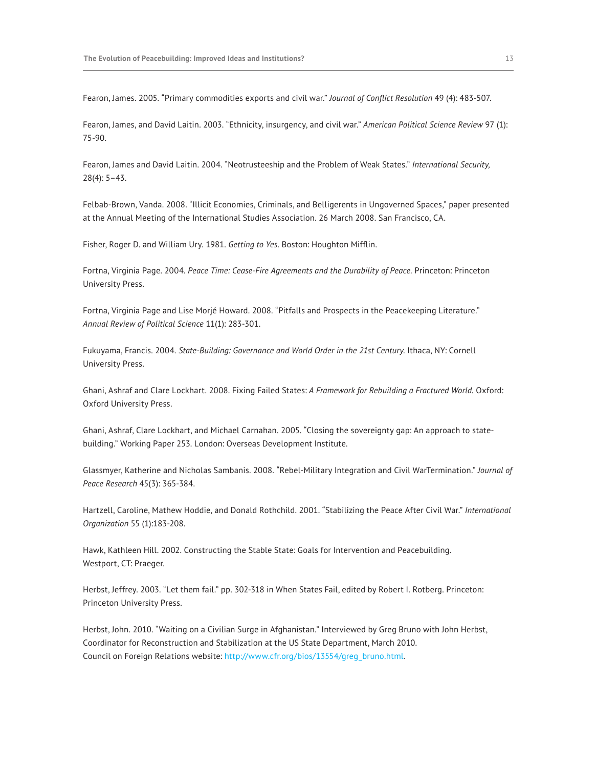Fearon, James. 2005. "Primary commodities exports and civil war." *Journal of Conflict Resolution* 49 (4): 483-507.

Fearon, James, and David Laitin. 2003. "Ethnicity, insurgency, and civil war." *American Political Science Review* 97 (1): 75-90.

Fearon, James and David Laitin. 2004. "Neotrusteeship and the Problem of Weak States." *International Security,* 28(4): 5–43.

Felbab-Brown, Vanda. 2008. "Illicit Economies, Criminals, and Belligerents in Ungoverned Spaces," paper presented at the Annual Meeting of the International Studies Association. 26 March 2008. San Francisco, CA.

Fisher, Roger D. and William Ury. 1981. *Getting to Yes*. Boston: Houghton Mifflin.

Fortna, Virginia Page. 2004. *Peace Time: Cease-Fire Agreements and the Durability of Peace.* Princeton: Princeton University Press.

Fortna, Virginia Page and Lise Morjé Howard. 2008. "Pitfalls and Prospects in the Peacekeeping Literature." *Annual Review of Political Science* 11(1): 283-301.

Fukuyama, Francis. 2004. *State-Building: Governance and World Order in the 21st Century.* Ithaca, NY: Cornell University Press.

Ghani, Ashraf and Clare Lockhart. 2008. Fixing Failed States: *A Framework for Rebuilding a Fractured World.* Oxford: Oxford University Press.

Ghani, Ashraf, Clare Lockhart, and Michael Carnahan. 2005. "Closing the sovereignty gap: An approach to state-building." Working Paper 253. London: Overseas Development Institute.

Glassmyer, Katherine and Nicholas Sambanis. 2008. "Rebel-Military Integration and Civil WarTermination." *Journal of Peace Research* 45(3): 365-384.

Hartzell, Caroline, Mathew Hoddie, and Donald Rothchild. 2001. "Stabilizing the Peace After Civil War." *International Organization* 55 (1):183-208.

Hawk, Kathleen Hill. 2002. Constructing the Stable State: Goals for Intervention and Peacebuilding. Westport, CT: Praeger.

Herbst, Jeffrey. 2003. "Let them fail." pp. 302-318 in When States Fail, edited by Robert I. Rotberg. Princeton: Princeton University Press.

Herbst, John. 2010. "Waiting on a Civilian Surge in Afghanistan." Interviewed by Greg Bruno with John Herbst, Coordinator for Reconstruction and Stabilization at the US State Department, March 2010. Council on Foreign Relations website: http://www.cfr.org/bios/13554/greg_bruno.html.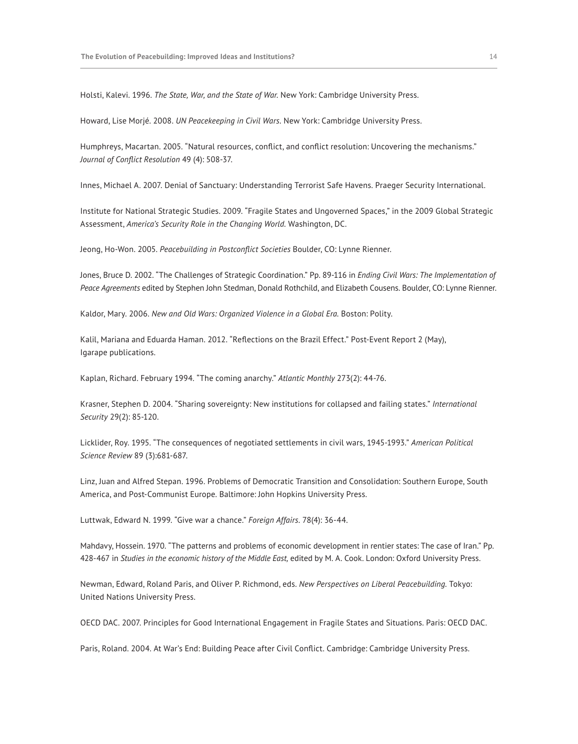Holsti, Kalevi. 1996. *The State, War, and the State of War.* New York: Cambridge University Press.

Howard, Lise Morjé. 2008. *UN Peacekeeping in Civil Wars.* New York: Cambridge University Press.

Humphreys, Macartan. 2005. "Natural resources, conflict, and conflict resolution: Uncovering the mechanisms." *Journal of Conflict Resolution* 49 (4): 508-37.

Innes, Michael A. 2007. Denial of Sanctuary: Understanding Terrorist Safe Havens. Praeger Security International.

Institute for National Strategic Studies. 2009. "Fragile States and Ungoverned Spaces," in the 2009 Global Strategic Assessment, *America's Security Role in the Changing World.* Washington, DC.

Jeong, Ho-Won. 2005. *Peacebuilding in Postconflict Societies* Boulder, CO: Lynne Rienner.

Jones, Bruce D. 2002. "The Challenges of Strategic Coordination." Pp. 89-116 in *Ending Civil Wars: The Implementation of Peace Agreements* edited by Stephen John Stedman, Donald Rothchild, and Elizabeth Cousens. Boulder, CO: Lynne Rienner.

Kaldor, Mary. 2006. *New and Old Wars: Organized Violence in a Global Era.* Boston: Polity.

Kalil, Mariana and Eduarda Haman. 2012. "Reflections on the Brazil Effect." Post-Event Report 2 (May), Igarape publications.

Kaplan, Richard. February 1994. "The coming anarchy." *Atlantic Monthly* 273(2): 44-76.

Krasner, Stephen D. 2004. "Sharing sovereignty: New institutions for collapsed and failing states." *International Security* 29(2): 85-120.

Licklider, Roy. 1995. "The consequences of negotiated settlements in civil wars, 1945-1993." *American Political Science Review* 89 (3):681-687.

Linz, Juan and Alfred Stepan. 1996. Problems of Democratic Transition and Consolidation: Southern Europe, South America, and Post-Communist Europe. Baltimore: John Hopkins University Press.

Luttwak, Edward N. 1999. "Give war a chance." *Foreign Affairs.* 78(4): 36-44.

Mahdavy, Hossein. 1970. "The patterns and problems of economic development in rentier states: The case of Iran." Pp. 428-467 in *Studies in the economic history of the Middle East,* edited by M. A. Cook. London: Oxford University Press.

Newman, Edward, Roland Paris, and Oliver P. Richmond, eds. *New Perspectives on Liberal Peacebuilding.* Tokyo: United Nations University Press.

OECD DAC. 2007. Principles for Good International Engagement in Fragile States and Situations. Paris: OECD DAC.

Paris, Roland. 2004. At War's End: Building Peace after Civil Conflict. Cambridge: Cambridge University Press.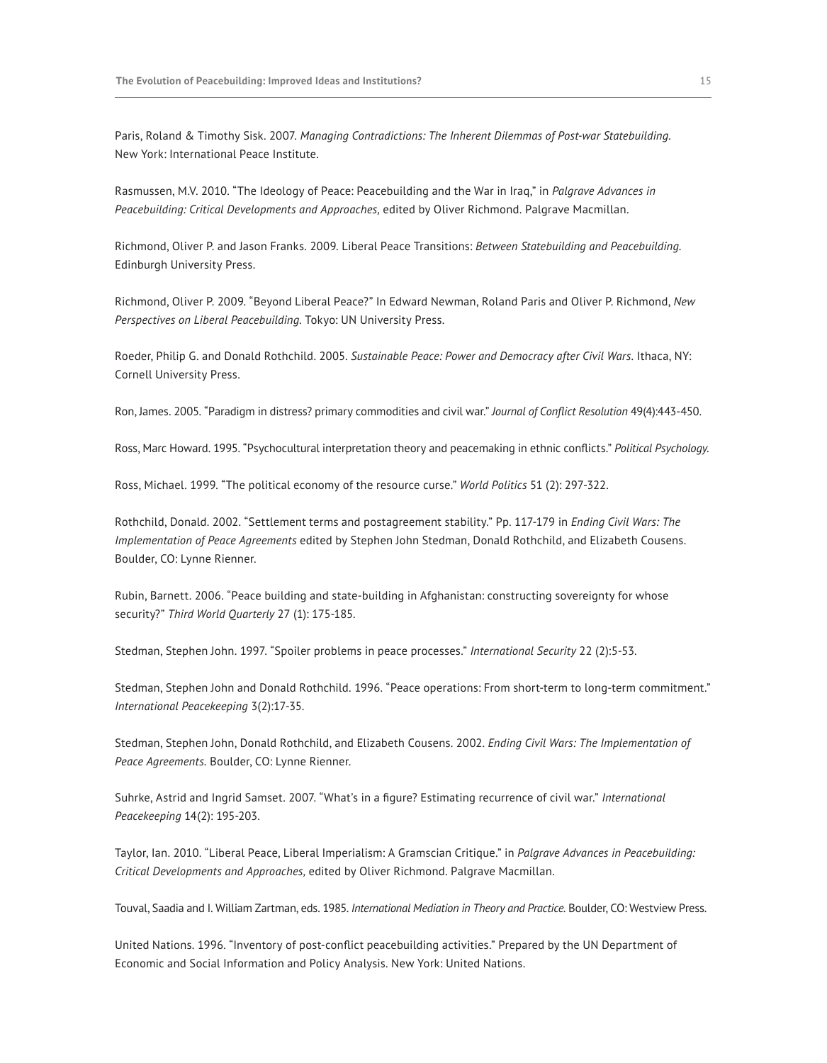Paris, Roland & Timothy Sisk. 2007. *Managing Contradictions: The Inherent Dilemmas of Post-war Statebuilding*. New York: International Peace Institute.

Rasmussen, M.V. 2010. "The Ideology of Peace: Peacebuilding and the War in Iraq," in *Palgrave Advances in Peacebuilding: Critical Developments and Approaches,* edited by Oliver Richmond. Palgrave Macmillan.

Richmond, Oliver P. and Jason Franks. 2009. Liberal Peace Transitions: *Between Statebuilding and Peacebuilding*. Edinburgh University Press.

Richmond, Oliver P. 2009. "Beyond Liberal Peace?" In Edward Newman, Roland Paris and Oliver P. Richmond, *New Perspectives on Liberal Peacebuilding*. Tokyo: UN University Press.

Roeder, Philip G. and Donald Rothchild. 2005. *Sustainable Peace: Power and Democracy after Civil Wars*. Ithaca, NY: Cornell University Press.

Ron, James. 2005. "Paradigm in distress? primary commodities and civil war." *Journal of Conflict Resolution* 49(4):443-450.

Ross, Marc Howard. 1995. "Psychocultural interpretation theory and peacemaking in ethnic conflicts." *Political Psychology*.

Ross, Michael. 1999. "The political economy of the resource curse." *World Politics* 51 (2): 297-322.

Rothchild, Donald. 2002. "Settlement terms and postagreement stability." Pp. 117-179 in *Ending Civil Wars: The Implementation of Peace Agreements* edited by Stephen John Stedman, Donald Rothchild, and Elizabeth Cousens. Boulder, CO: Lynne Rienner.

Rubin, Barnett. 2006. "Peace building and state-building in Afghanistan: constructing sovereignty for whose security?" *Third World Quarterly* 27 (1): 175-185.

Stedman, Stephen John. 1997. "Spoiler problems in peace processes." *International Security* 22 (2):5-53.

Stedman, Stephen John and Donald Rothchild. 1996. "Peace operations: From short-term to long-term commitment." *International Peacekeeping* 3(2):17-35.

Stedman, Stephen John, Donald Rothchild, and Elizabeth Cousens. 2002. *Ending Civil Wars: The Implementation of Peace Agreements*. Boulder, CO: Lynne Rienner.

Suhrke, Astrid and Ingrid Samset. 2007. "What's in a figure? Estimating recurrence of civil war." *International Peacekeeping* 14(2): 195-203.

Taylor, Ian. 2010. "Liberal Peace, Liberal Imperialism: A Gramscian Critique." in *Palgrave Advances in Peacebuilding: Critical Developments and Approaches,* edited by Oliver Richmond. Palgrave Macmillan.

Touval, Saadia and I. William Zartman, eds. 1985. *International Mediation in Theory and Practice*. Boulder, CO: Westview Press.

United Nations. 1996. "Inventory of post-conflict peacebuilding activities." Prepared by the UN Department of Economic and Social Information and Policy Analysis. New York: United Nations.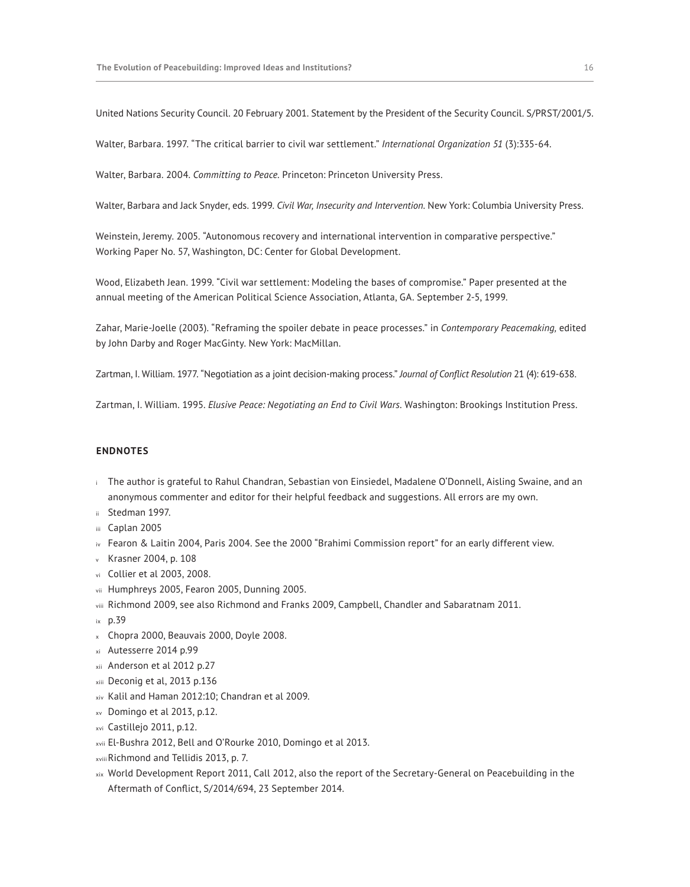United Nations Security Council. 20 February 2001. Statement by the President of the Security Council. S/PRST/2001/5.

Walter, Barbara. 1997. "The critical barrier to civil war settlement." *International Organization 51* (3):335-64.

Walter, Barbara. 2004. *Committing to Peace.* Princeton: Princeton University Press.

Walter, Barbara and Jack Snyder, eds. 1999. *Civil War, Insecurity and Intervention.* New York: Columbia University Press.

Weinstein, Jeremy. 2005. "Autonomous recovery and international intervention in comparative perspective." Working Paper No. 57, Washington, DC: Center for Global Development.

Wood, Elizabeth Jean. 1999. "Civil war settlement: Modeling the bases of compromise." Paper presented at the annual meeting of the American Political Science Association, Atlanta, GA. September 2-5, 1999.

Zahar, Marie-Joelle (2003). "Reframing the spoiler debate in peace processes." in *Contemporary Peacemaking,* edited by John Darby and Roger MacGinty. New York: MacMillan.

Zartman, I. William. 1977. "Negotiation as a joint decision-making process." *Journal of Conflict Resolution* 21 (4): 619-638.

Zartman, I. William. 1995. *Elusive Peace: Negotiating an End to Civil Wars.* Washington: Brookings Institution Press.

## ENDNOTES

- i The author is grateful to Rahul Chandran, Sebastian von Einsiedel, Madalene O'Donnell, Aisling Swaine, and an anonymous commenter and editor for their helpful feedback and suggestions. All errors are my own.
- ii Stedman 1997.
- iii Caplan 2005
- iv Fearon & Laitin 2004, Paris 2004. See the 2000 "Brahimi Commission report" for an early different view.
- v Krasner 2004, p. 108
- vi Collier et al 2003, 2008.
- vii Humphreys 2005, Fearon 2005, Dunning 2005.
- viii Richmond 2009, see also Richmond and Franks 2009, Campbell, Chandler and Sabaratnam 2011.
- ix p.39
- x Chopra 2000, Beauvais 2000, Doyle 2008.
- xi Autesserre 2014 p.99
- xii Anderson et al 2012 p.27
- xiii Deconig et al, 2013 p.136
- xiv Kalil and Haman 2012:10; Chandran et al 2009.
- xv Domingo et al 2013, p.12.
- xvi Castillejo 2011, p.12.
- xvii El-Bushra 2012, Bell and O'Rourke 2010, Domingo et al 2013.
- xviii Richmond and Tellidis 2013, p. 7.
- xix World Development Report 2011, Call 2012, also the report of the Secretary-General on Peacebuilding in the Aftermath of Conflict, S/2014/694, 23 September 2014.